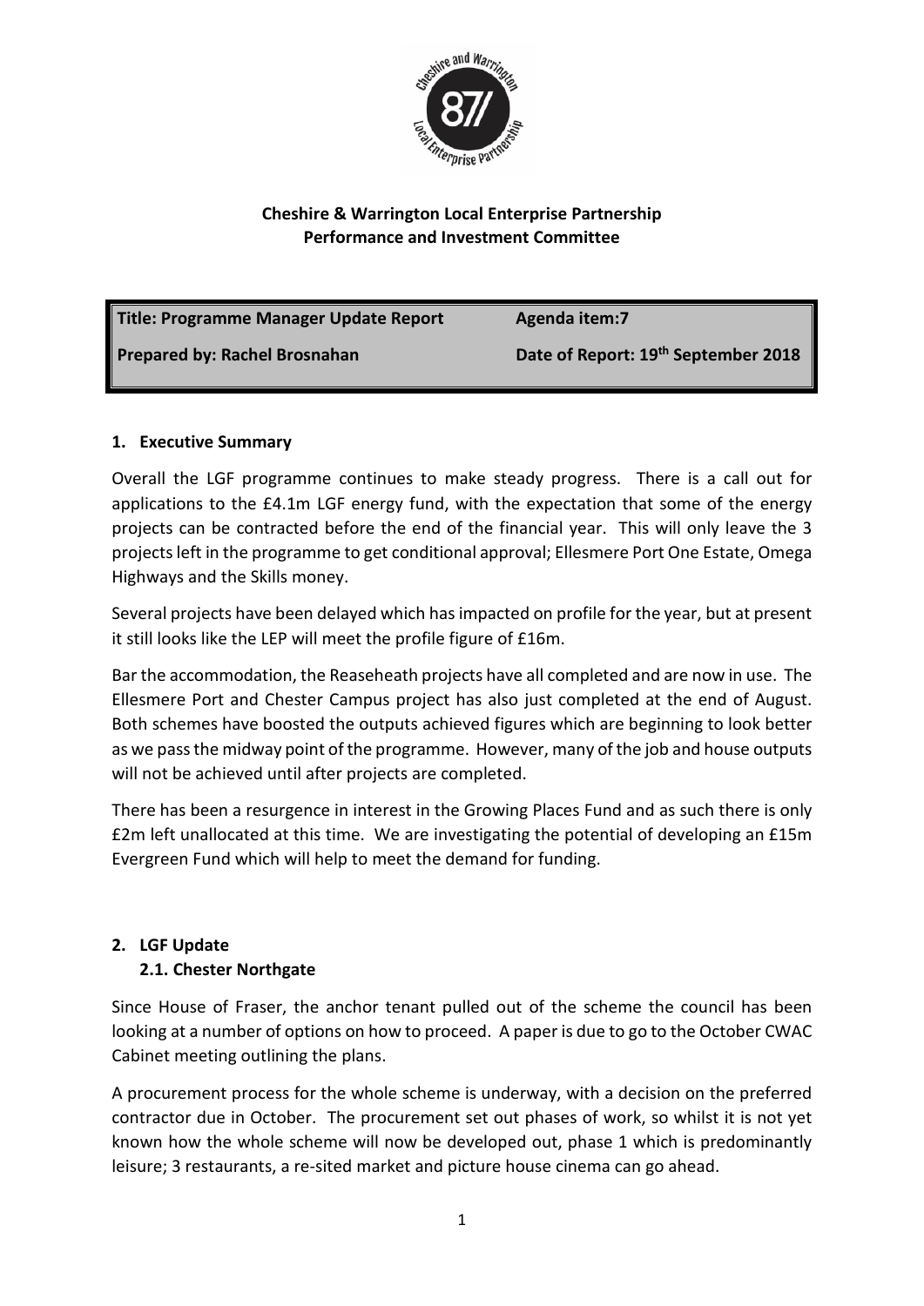**Cheshire & Warrington Local Enterprise Partnership**
**Performance and Investment Committee**

| | |
|---|---|
| **Title: Programme Manager Update Report** | **Agenda item:7** |
| **Prepared by: Rachel Brosnahan** | **Date of Report: 19th September 2018** |

## 1. Executive Summary

Overall the LGF programme continues to make steady progress. There is a call out for applications to the £4.1m LGF energy fund, with the expectation that some of the energy projects can be contracted before the end of the financial year. This will only leave the 3 projects left in the programme to get conditional approval; Ellesmere Port One Estate, Omega Highways and the Skills money.

Several projects have been delayed which has impacted on profile for the year, but at present it still looks like the LEP will meet the profile figure of £16m.

Bar the accommodation, the Reaseheath projects have all completed and are now in use. The Ellesmere Port and Chester Campus project has also just completed at the end of August. Both schemes have boosted the outputs achieved figures which are beginning to look better as we pass the midway point of the programme. However, many of the job and house outputs will not be achieved until after projects are completed.

There has been a resurgence in interest in the Growing Places Fund and as such there is only £2m left unallocated at this time. We are investigating the potential of developing an £15m Evergreen Fund which will help to meet the demand for funding.

## 2. LGF Update

### 2.1. Chester Northgate

Since House of Fraser, the anchor tenant pulled out of the scheme the council has been looking at a number of options on how to proceed. A paper is due to go to the October CWAC Cabinet meeting outlining the plans.

A procurement process for the whole scheme is underway, with a decision on the preferred contractor due in October. The procurement set out phases of work, so whilst it is not yet known how the whole scheme will now be developed out, phase 1 which is predominantly leisure; 3 restaurants, a re-sited market and picture house cinema can go ahead.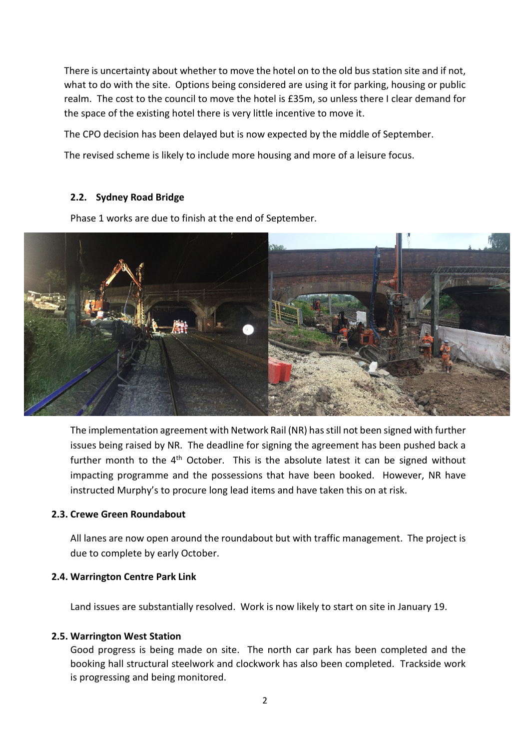There is uncertainty about whether to move the hotel on to the old bus station site and if not, what to do with the site. Options being considered are using it for parking, housing or public realm. The cost to the council to move the hotel is £35m, so unless there I clear demand for the space of the existing hotel there is very little incentive to move it.

The CPO decision has been delayed but is now expected by the middle of September.

The revised scheme is likely to include more housing and more of a leisure focus.

### 2.2. Sydney Road Bridge

Phase 1 works are due to finish at the end of September.

The implementation agreement with Network Rail (NR) has still not been signed with further issues being raised by NR. The deadline for signing the agreement has been pushed back a further month to the 4th October. This is the absolute latest it can be signed without impacting programme and the possessions that have been booked. However, NR have instructed Murphy's to procure long lead items and have taken this on at risk.

### 2.3. Crewe Green Roundabout

All lanes are now open around the roundabout but with traffic management. The project is due to complete by early October.

### 2.4. Warrington Centre Park Link

Land issues are substantially resolved. Work is now likely to start on site in January 19.

### 2.5. Warrington West Station

Good progress is being made on site. The north car park has been completed and the booking hall structural steelwork and clockwork has also been completed. Trackside work is progressing and being monitored.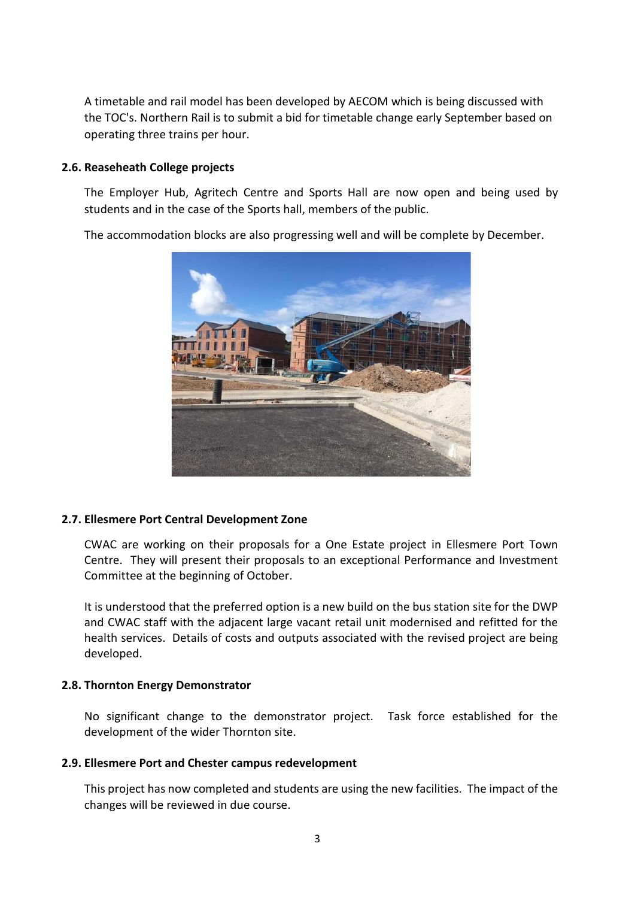A timetable and rail model has been developed by AECOM which is being discussed with the TOC's. Northern Rail is to submit a bid for timetable change early September based on operating three trains per hour.

### 2.6. Reaseheath College projects

The Employer Hub, Agritech Centre and Sports Hall are now open and being used by students and in the case of the Sports hall, members of the public.

The accommodation blocks are also progressing well and will be complete by December.

### 2.7. Ellesmere Port Central Development Zone

CWAC are working on their proposals for a One Estate project in Ellesmere Port Town Centre. They will present their proposals to an exceptional Performance and Investment Committee at the beginning of October.

It is understood that the preferred option is a new build on the bus station site for the DWP and CWAC staff with the adjacent large vacant retail unit modernised and refitted for the health services. Details of costs and outputs associated with the revised project are being developed.

### 2.8. Thornton Energy Demonstrator

No significant change to the demonstrator project. Task force established for the development of the wider Thornton site.

### 2.9. Ellesmere Port and Chester campus redevelopment

This project has now completed and students are using the new facilities. The impact of the changes will be reviewed in due course.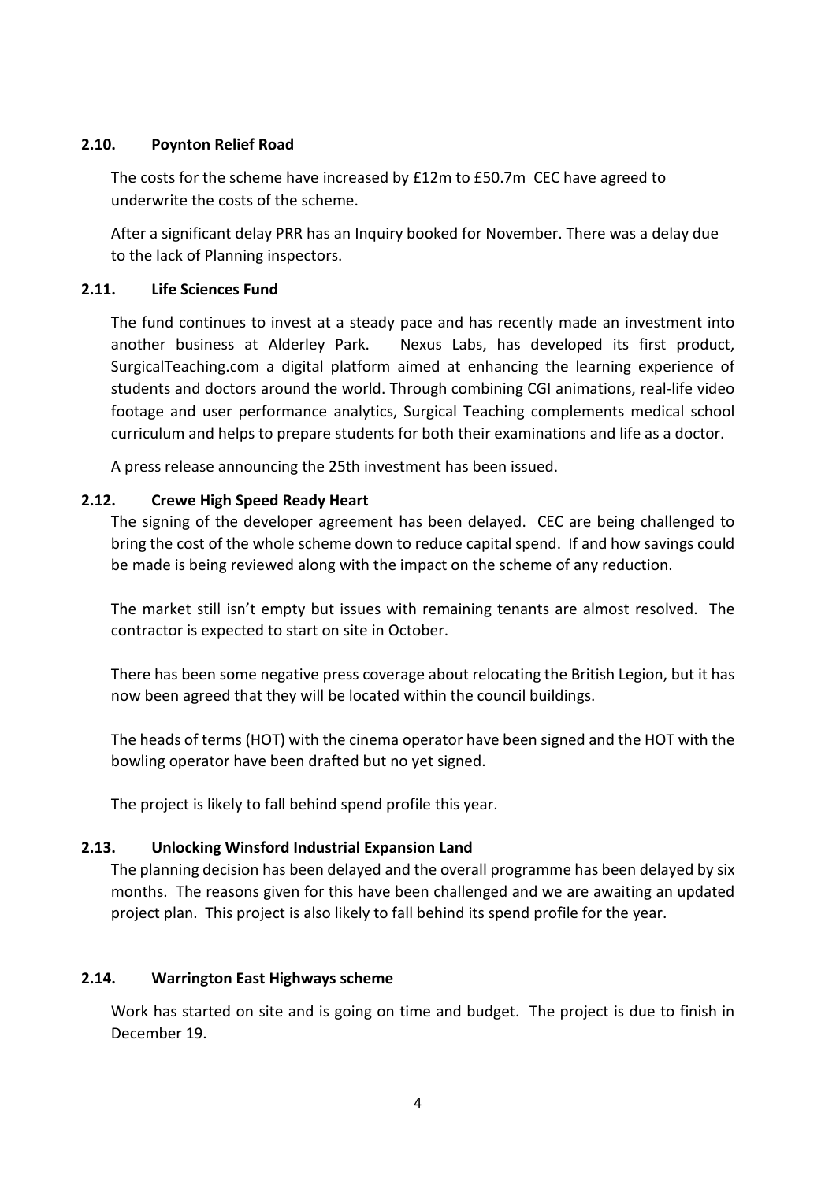### 2.10. Poynton Relief Road

The costs for the scheme have increased by £12m to £50.7m CEC have agreed to underwrite the costs of the scheme.

After a significant delay PRR has an Inquiry booked for November. There was a delay due to the lack of Planning inspectors.

### 2.11. Life Sciences Fund

The fund continues to invest at a steady pace and has recently made an investment into another business at Alderley Park. Nexus Labs, has developed its first product, SurgicalTeaching.com a digital platform aimed at enhancing the learning experience of students and doctors around the world. Through combining CGI animations, real-life video footage and user performance analytics, Surgical Teaching complements medical school curriculum and helps to prepare students for both their examinations and life as a doctor.

A press release announcing the 25th investment has been issued.

### 2.12. Crewe High Speed Ready Heart

The signing of the developer agreement has been delayed. CEC are being challenged to bring the cost of the whole scheme down to reduce capital spend. If and how savings could be made is being reviewed along with the impact on the scheme of any reduction.

The market still isn't empty but issues with remaining tenants are almost resolved. The contractor is expected to start on site in October.

There has been some negative press coverage about relocating the British Legion, but it has now been agreed that they will be located within the council buildings.

The heads of terms (HOT) with the cinema operator have been signed and the HOT with the bowling operator have been drafted but no yet signed.

The project is likely to fall behind spend profile this year.

### 2.13. Unlocking Winsford Industrial Expansion Land

The planning decision has been delayed and the overall programme has been delayed by six months. The reasons given for this have been challenged and we are awaiting an updated project plan. This project is also likely to fall behind its spend profile for the year.

### 2.14. Warrington East Highways scheme

Work has started on site and is going on time and budget. The project is due to finish in December 19.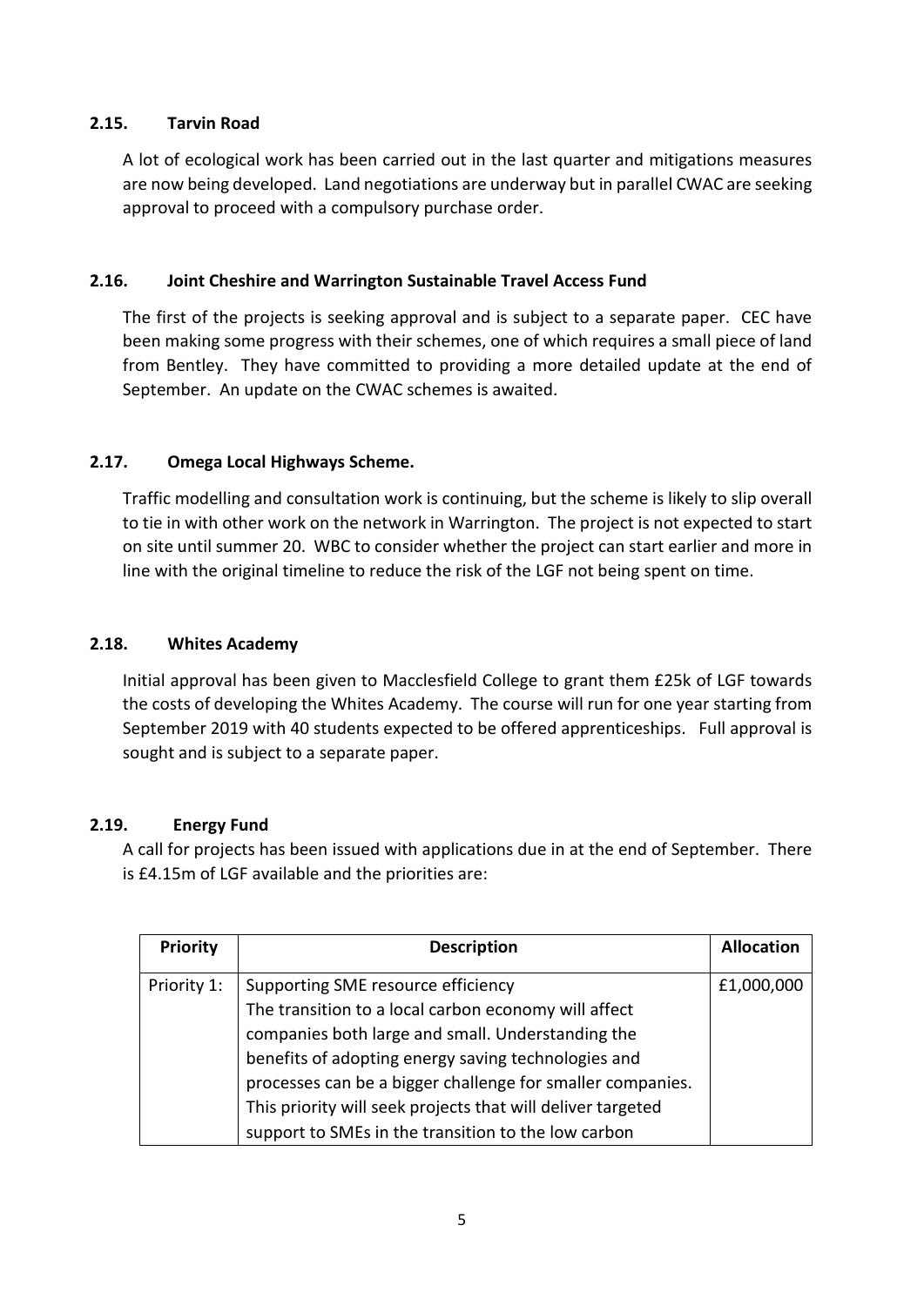### 2.15. Tarvin Road

A lot of ecological work has been carried out in the last quarter and mitigations measures are now being developed. Land negotiations are underway but in parallel CWAC are seeking approval to proceed with a compulsory purchase order.

### 2.16. Joint Cheshire and Warrington Sustainable Travel Access Fund

The first of the projects is seeking approval and is subject to a separate paper. CEC have been making some progress with their schemes, one of which requires a small piece of land from Bentley. They have committed to providing a more detailed update at the end of September. An update on the CWAC schemes is awaited.

### 2.17. Omega Local Highways Scheme.

Traffic modelling and consultation work is continuing, but the scheme is likely to slip overall to tie in with other work on the network in Warrington. The project is not expected to start on site until summer 20. WBC to consider whether the project can start earlier and more in line with the original timeline to reduce the risk of the LGF not being spent on time.

### 2.18. Whites Academy

Initial approval has been given to Macclesfield College to grant them £25k of LGF towards the costs of developing the Whites Academy. The course will run for one year starting from September 2019 with 40 students expected to be offered apprenticeships. Full approval is sought and is subject to a separate paper.

### 2.19. Energy Fund

A call for projects has been issued with applications due in at the end of September. There is £4.15m of LGF available and the priorities are:

| Priority | Description | Allocation |
|---|---|---|
| Priority 1: | Supporting SME resource efficiency<br>The transition to a local carbon economy will affect companies both large and small. Understanding the benefits of adopting energy saving technologies and processes can be a bigger challenge for smaller companies. This priority will seek projects that will deliver targeted support to SMEs in the transition to the low carbon | £1,000,000 |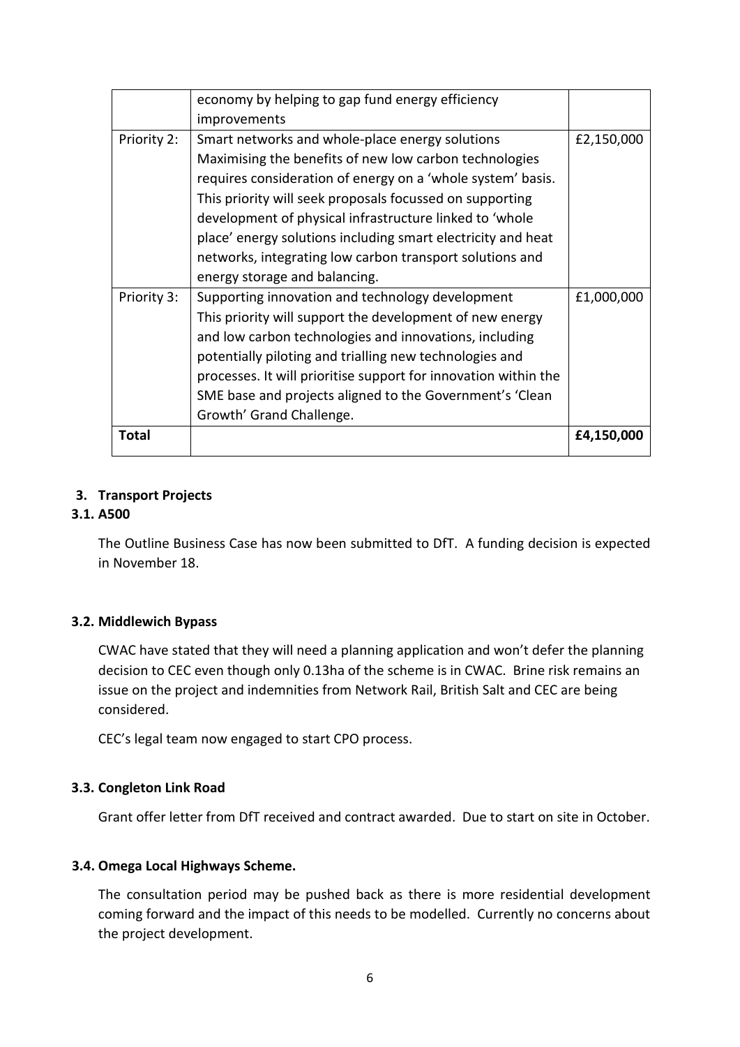| | | |
|---|---|---|
| | economy by helping to gap fund energy efficiency improvements | |
| Priority 2: | Smart networks and whole-place energy solutions Maximising the benefits of new low carbon technologies requires consideration of energy on a 'whole system' basis. This priority will seek proposals focussed on supporting development of physical infrastructure linked to 'whole place' energy solutions including smart electricity and heat networks, integrating low carbon transport solutions and energy storage and balancing. | £2,150,000 |
| Priority 3: | Supporting innovation and technology development This priority will support the development of new energy and low carbon technologies and innovations, including potentially piloting and trialling new technologies and processes. It will prioritise support for innovation within the SME base and projects aligned to the Government's 'Clean Growth' Grand Challenge. | £1,000,000 |
| **Total** | | **£4,150,000** |

## 3. Transport Projects

### 3.1. A500

The Outline Business Case has now been submitted to DfT. A funding decision is expected in November 18.

### 3.2. Middlewich Bypass

CWAC have stated that they will need a planning application and won't defer the planning decision to CEC even though only 0.13ha of the scheme is in CWAC. Brine risk remains an issue on the project and indemnities from Network Rail, British Salt and CEC are being considered.

CEC's legal team now engaged to start CPO process.

### 3.3. Congleton Link Road

Grant offer letter from DfT received and contract awarded. Due to start on site in October.

### 3.4. Omega Local Highways Scheme.

The consultation period may be pushed back as there is more residential development coming forward and the impact of this needs to be modelled. Currently no concerns about the project development.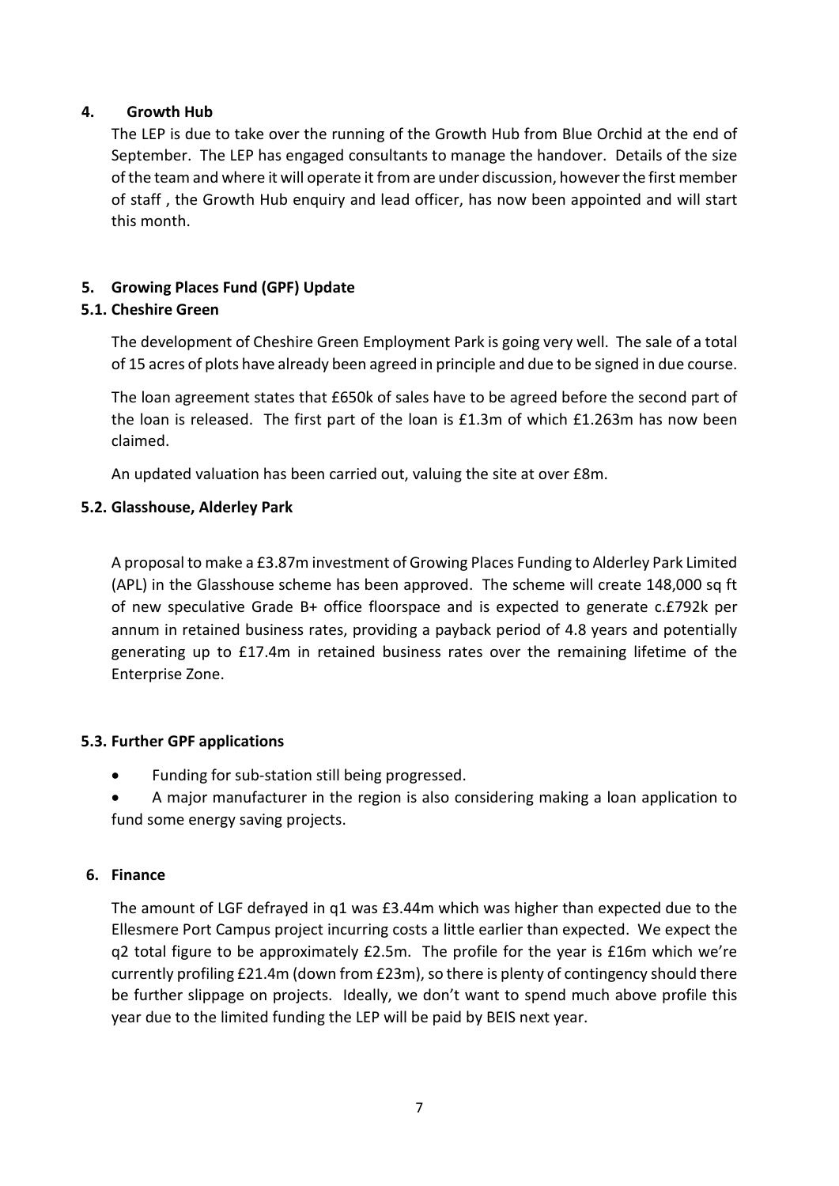## 4. Growth Hub

The LEP is due to take over the running of the Growth Hub from Blue Orchid at the end of September. The LEP has engaged consultants to manage the handover. Details of the size of the team and where it will operate it from are under discussion, however the first member of staff , the Growth Hub enquiry and lead officer, has now been appointed and will start this month.

## 5. Growing Places Fund (GPF) Update

### 5.1. Cheshire Green

The development of Cheshire Green Employment Park is going very well. The sale of a total of 15 acres of plots have already been agreed in principle and due to be signed in due course.

The loan agreement states that £650k of sales have to be agreed before the second part of the loan is released. The first part of the loan is £1.3m of which £1.263m has now been claimed.

An updated valuation has been carried out, valuing the site at over £8m.

### 5.2. Glasshouse, Alderley Park

A proposal to make a £3.87m investment of Growing Places Funding to Alderley Park Limited (APL) in the Glasshouse scheme has been approved. The scheme will create 148,000 sq ft of new speculative Grade B+ office floorspace and is expected to generate c.£792k per annum in retained business rates, providing a payback period of 4.8 years and potentially generating up to £17.4m in retained business rates over the remaining lifetime of the Enterprise Zone.

### 5.3. Further GPF applications

- Funding for sub-station still being progressed.
- A major manufacturer in the region is also considering making a loan application to fund some energy saving projects.

## 6. Finance

The amount of LGF defrayed in q1 was £3.44m which was higher than expected due to the Ellesmere Port Campus project incurring costs a little earlier than expected. We expect the q2 total figure to be approximately £2.5m. The profile for the year is £16m which we're currently profiling £21.4m (down from £23m), so there is plenty of contingency should there be further slippage on projects. Ideally, we don't want to spend much above profile this year due to the limited funding the LEP will be paid by BEIS next year.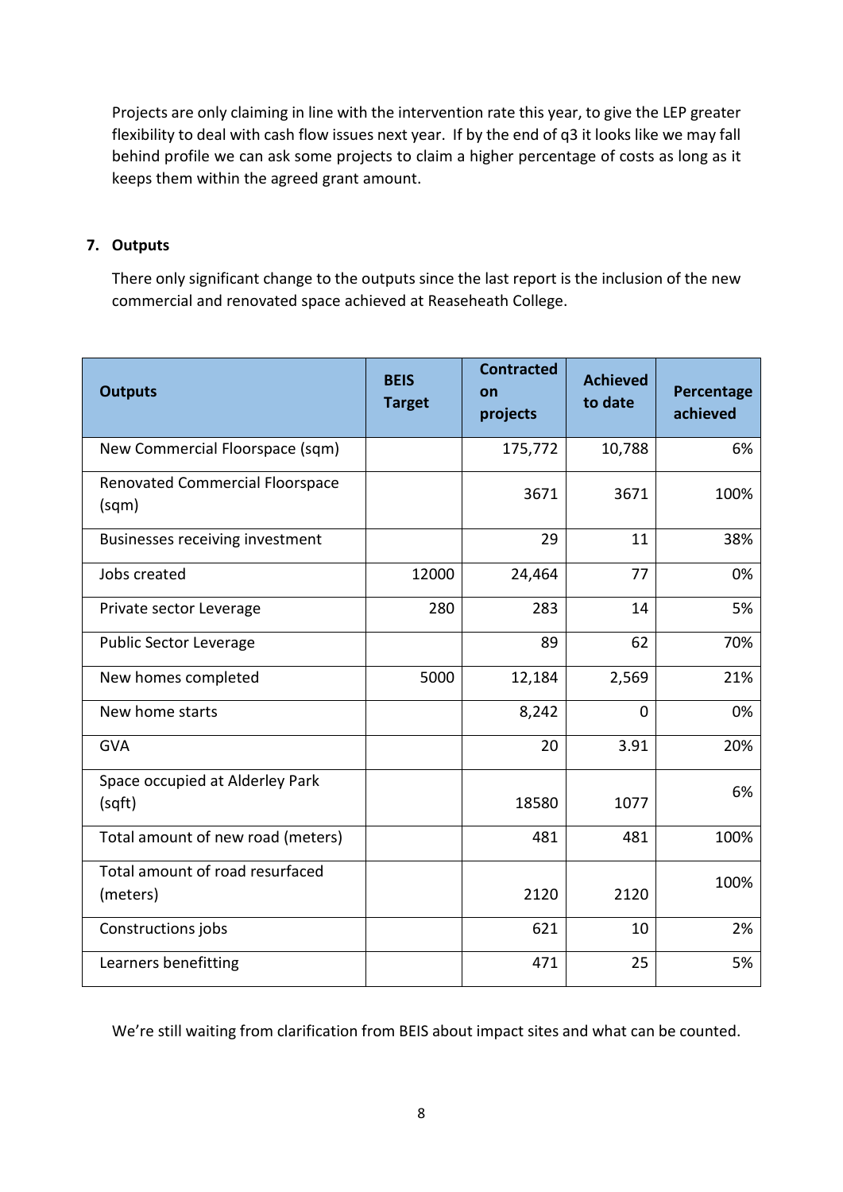Projects are only claiming in line with the intervention rate this year, to give the LEP greater flexibility to deal with cash flow issues next year. If by the end of q3 it looks like we may fall behind profile we can ask some projects to claim a higher percentage of costs as long as it keeps them within the agreed grant amount.

## 7. Outputs

There only significant change to the outputs since the last report is the inclusion of the new commercial and renovated space achieved at Reaseheath College.

| Outputs | BEIS Target | Contracted on projects | Achieved to date | Percentage achieved |
|---|---|---|---|---|
| New Commercial Floorspace (sqm) | | 175,772 | 10,788 | 6% |
| Renovated Commercial Floorspace (sqm) | | 3671 | 3671 | 100% |
| Businesses receiving investment | | 29 | 11 | 38% |
| Jobs created | 12000 | 24,464 | 77 | 0% |
| Private sector Leverage | 280 | 283 | 14 | 5% |
| Public Sector Leverage | | 89 | 62 | 70% |
| New homes completed | 5000 | 12,184 | 2,569 | 21% |
| New home starts | | 8,242 | 0 | 0% |
| GVA | | 20 | 3.91 | 20% |
| Space occupied at Alderley Park (sqft) | | 18580 | 1077 | 6% |
| Total amount of new road (meters) | | 481 | 481 | 100% |
| Total amount of road resurfaced (meters) | | 2120 | 2120 | 100% |
| Constructions jobs | | 621 | 10 | 2% |
| Learners benefitting | | 471 | 25 | 5% |

We're still waiting from clarification from BEIS about impact sites and what can be counted.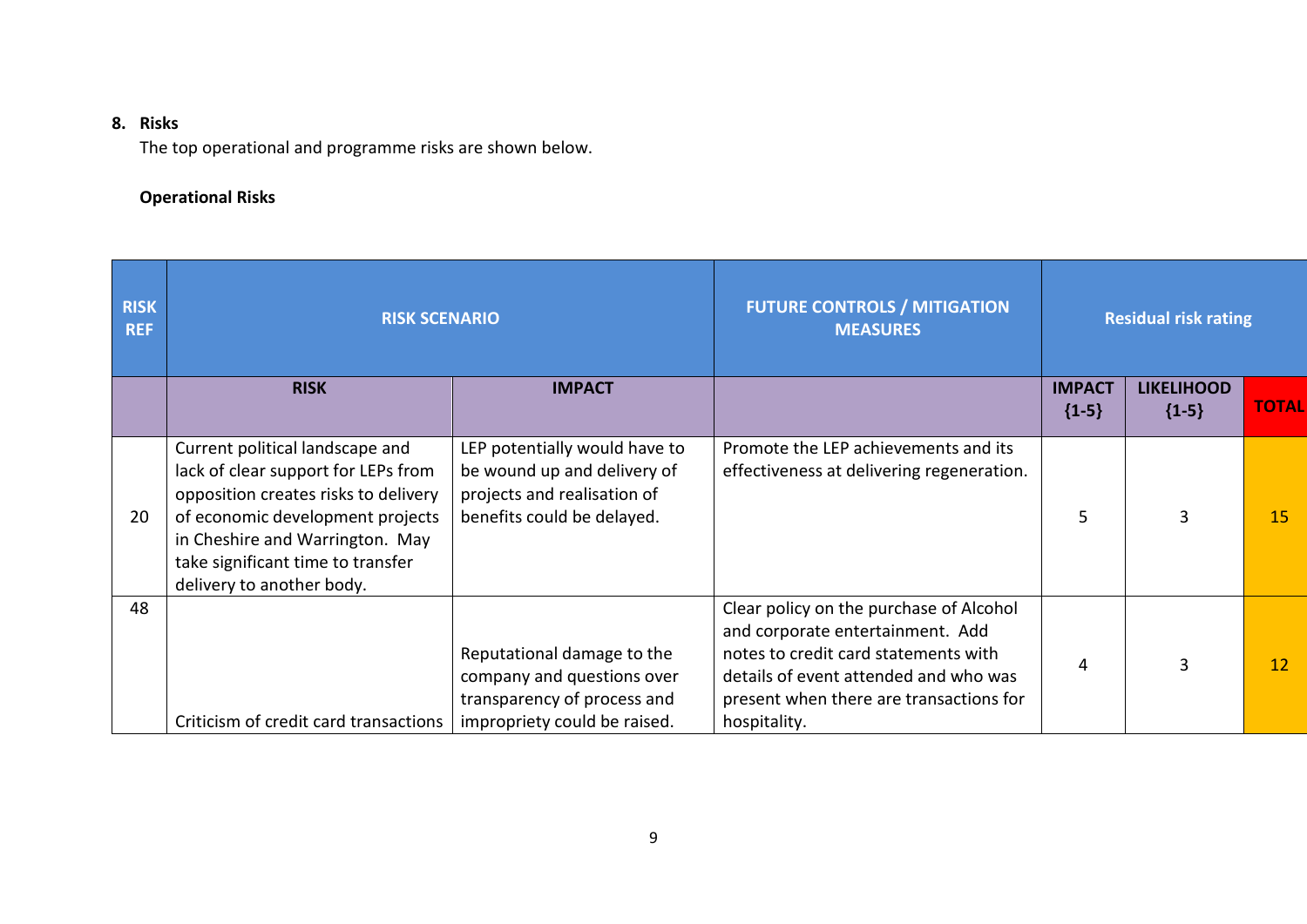8. **Risks**

The top operational and programme risks are shown below.

**Operational Risks**

| RISK REF | RISK SCENARIO | | FUTURE CONTROLS / MITIGATION MEASURES | Residual risk rating | | |
|---|---|---|---|---|---|---|
| | **RISK** | **IMPACT** | | **IMPACT {1-5}** | **LIKELIHOOD {1-5}** | **TOTAL** |
| 20 | Current political landscape and lack of clear support for LEPs from opposition creates risks to delivery of economic development projects in Cheshire and Warrington. May take significant time to transfer delivery to another body. | LEP potentially would have to be wound up and delivery of projects and realisation of benefits could be delayed. | Promote the LEP achievements and its effectiveness at delivering regeneration. | 5 | 3 | 15 |
| 48 | Criticism of credit card transactions | Reputational damage to the company and questions over transparency of process and impropriety could be raised. | Clear policy on the purchase of Alcohol and corporate entertainment. Add notes to credit card statements with details of event attended and who was present when there are transactions for hospitality. | 4 | 3 | 12 |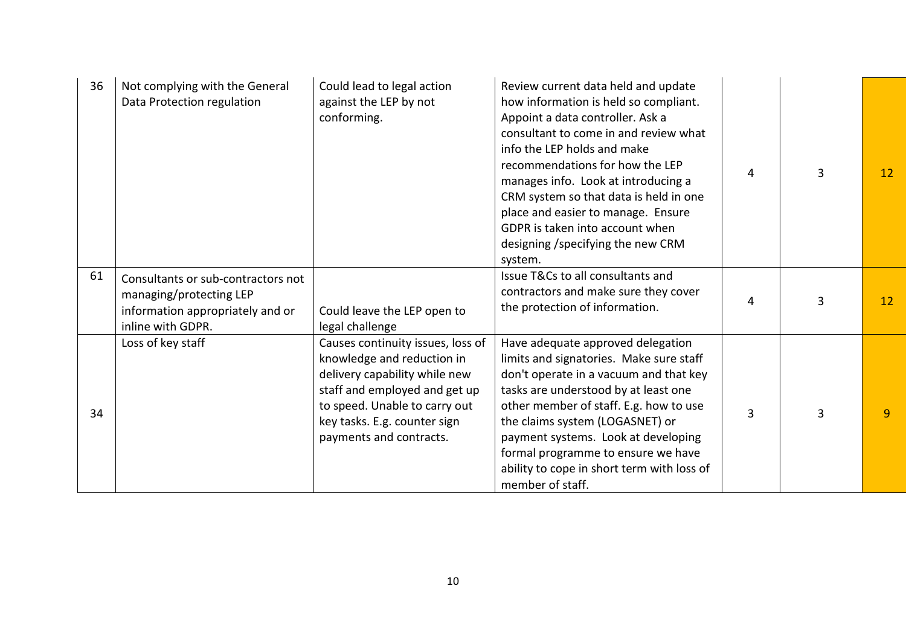| | | | | | | |
|---|---|---|---|---|---|---|
| 36 | Not complying with the General Data Protection regulation | Could lead to legal action against the LEP by not conforming. | Review current data held and update how information is held so compliant. Appoint a data controller. Ask a consultant to come in and review what info the LEP holds and make recommendations for how the LEP manages info. Look at introducing a CRM system so that data is held in one place and easier to manage. Ensure GDPR is taken into account when designing /specifying the new CRM system. | 4 | 3 | 12 |
| 61 | Consultants or sub-contractors not managing/protecting LEP information appropriately and or inline with GDPR. | Could leave the LEP open to legal challenge | Issue T&Cs to all consultants and contractors and make sure they cover the protection of information. | 4 | 3 | 12 |
| 34 | Loss of key staff | Causes continuity issues, loss of knowledge and reduction in delivery capability while new staff and employed and get up to speed. Unable to carry out key tasks. E.g. counter sign payments and contracts. | Have adequate approved delegation limits and signatories. Make sure staff don't operate in a vacuum and that key tasks are understood by at least one other member of staff. E.g. how to use the claims system (LOGASNET) or payment systems. Look at developing formal programme to ensure we have ability to cope in short term with loss of member of staff. | 3 | 3 | 9 |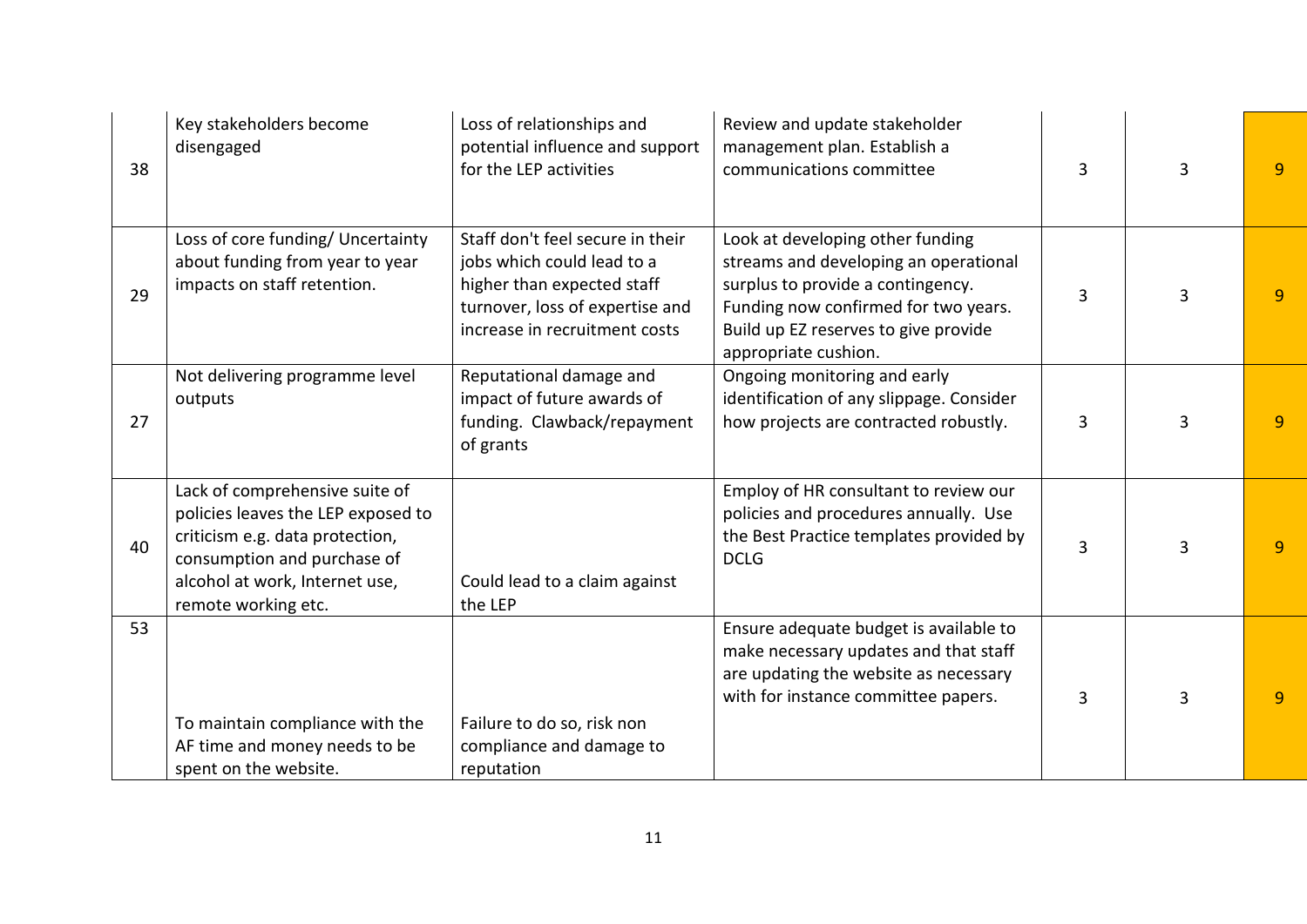| | | | | | | |
|---|---|---|---|---|---|---|
| 38 | Key stakeholders become disengaged | Loss of relationships and potential influence and support for the LEP activities | Review and update stakeholder management plan. Establish a communications committee | 3 | 3 | 9 |
| 29 | Loss of core funding/ Uncertainty about funding from year to year impacts on staff retention. | Staff don't feel secure in their jobs which could lead to a higher than expected staff turnover, loss of expertise and increase in recruitment costs | Look at developing other funding streams and developing an operational surplus to provide a contingency. Funding now confirmed for two years. Build up EZ reserves to give provide appropriate cushion. | 3 | 3 | 9 |
| 27 | Not delivering programme level outputs | Reputational damage and impact of future awards of funding. Clawback/repayment of grants | Ongoing monitoring and early identification of any slippage. Consider how projects are contracted robustly. | 3 | 3 | 9 |
| 40 | Lack of comprehensive suite of policies leaves the LEP exposed to criticism e.g. data protection, consumption and purchase of alcohol at work, Internet use, remote working etc. | Could lead to a claim against the LEP | Employ of HR consultant to review our policies and procedures annually. Use the Best Practice templates provided by DCLG | 3 | 3 | 9 |
| 53 | To maintain compliance with the AF time and money needs to be spent on the website. | Failure to do so, risk non compliance and damage to reputation | Ensure adequate budget is available to make necessary updates and that staff are updating the website as necessary with for instance committee papers. | 3 | 3 | 9 |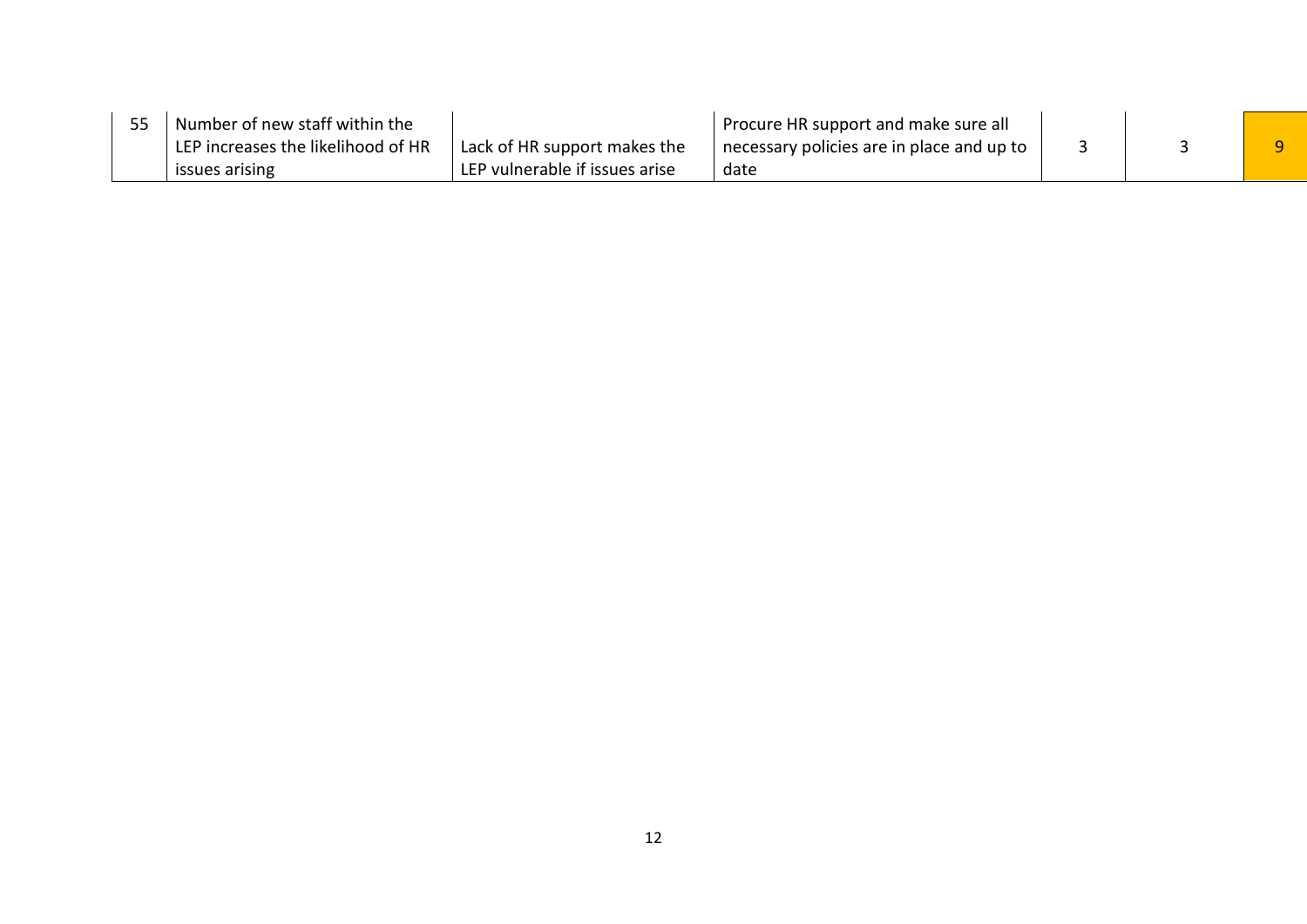| 55 | Number of new staff within the LEP increases the likelihood of HR issues arising | Lack of HR support makes the LEP vulnerable if issues arise | Procure HR support and make sure all necessary policies are in place and up to date | 3 | 3 | 9 |
|---|---|---|---|---|---|---|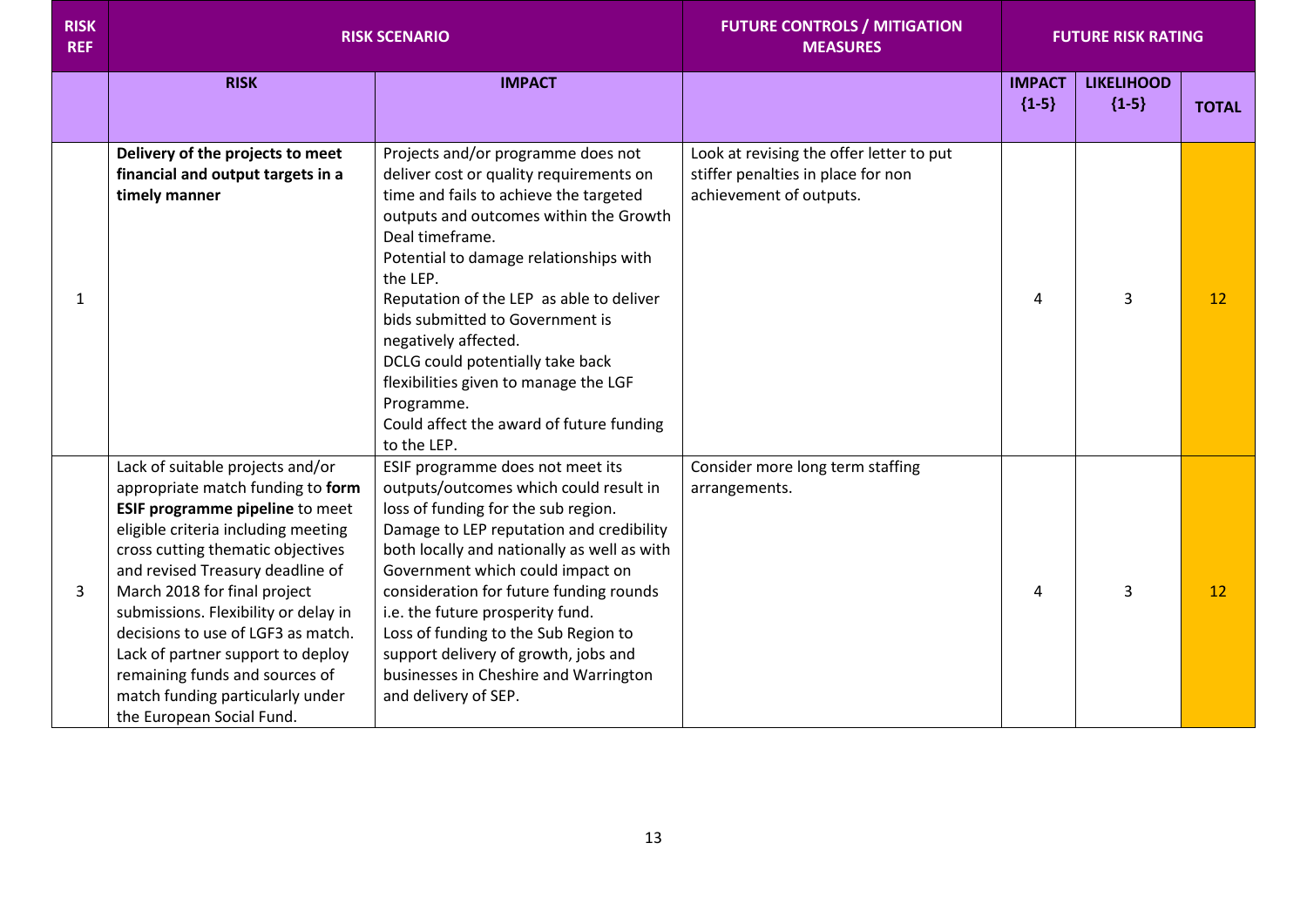| RISK REF | RISK SCENARIO | | FUTURE CONTROLS / MITIGATION MEASURES | FUTURE RISK RATING | | |
|---|---|---|---|---|---|---|
| | **RISK** | **IMPACT** | | **IMPACT {1-5}** | **LIKELIHOOD {1-5}** | **TOTAL** |
| 1 | **Delivery of the projects to meet financial and output targets in a timely manner** | Projects and/or programme does not deliver cost or quality requirements on time and fails to achieve the targeted outputs and outcomes within the Growth Deal timeframe.<br>Potential to damage relationships with the LEP.<br>Reputation of the LEP as able to deliver bids submitted to Government is negatively affected.<br>DCLG could potentially take back flexibilities given to manage the LGF Programme.<br>Could affect the award of future funding to the LEP. | Look at revising the offer letter to put stiffer penalties in place for non achievement of outputs. | 4 | 3 | 12 |
| 3 | Lack of suitable projects and/or appropriate match funding to **form ESIF programme pipeline** to meet eligible criteria including meeting cross cutting thematic objectives and revised Treasury deadline of March 2018 for final project submissions. Flexibility or delay in decisions to use of LGF3 as match. Lack of partner support to deploy remaining funds and sources of match funding particularly under the European Social Fund. | ESIF programme does not meet its outputs/outcomes which could result in loss of funding for the sub region.<br>Damage to LEP reputation and credibility both locally and nationally as well as with Government which could impact on consideration for future funding rounds i.e. the future prosperity fund.<br>Loss of funding to the Sub Region to support delivery of growth, jobs and businesses in Cheshire and Warrington and delivery of SEP. | Consider more long term staffing arrangements. | 4 | 3 | 12 |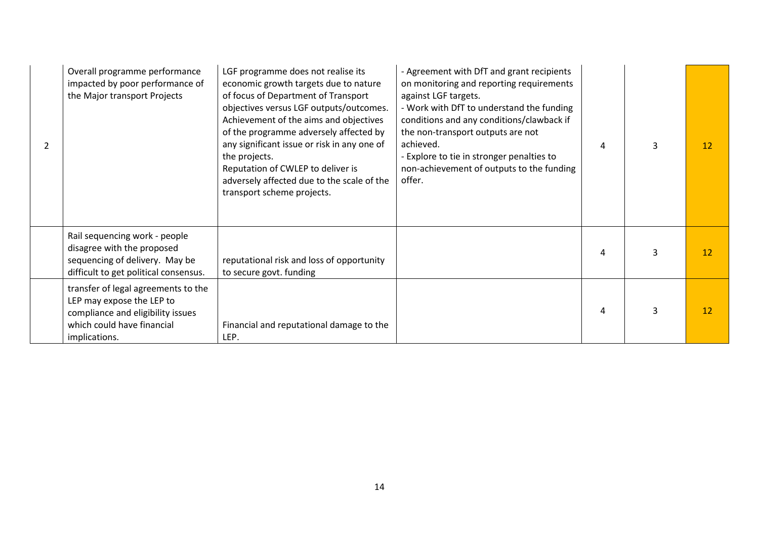| | | | | | | |
|---|---|---|---|---|---|---|
| 2 | Overall programme performance impacted by poor performance of the Major transport Projects | LGF programme does not realise its economic growth targets due to nature of focus of Department of Transport objectives versus LGF outputs/outcomes. Achievement of the aims and objectives of the programme adversely affected by any significant issue or risk in any one of the projects.<br>Reputation of CWLEP to deliver is adversely affected due to the scale of the transport scheme projects. | - Agreement with DfT and grant recipients on monitoring and reporting requirements against LGF targets.<br>- Work with DfT to understand the funding conditions and any conditions/clawback if the non-transport outputs are not achieved.<br>- Explore to tie in stronger penalties to non-achievement of outputs to the funding offer. | 4 | 3 | 12 |
| | Rail sequencing work - people disagree with the proposed sequencing of delivery. May be difficult to get political consensus. | reputational risk and loss of opportunity to secure govt. funding | | 4 | 3 | 12 |
| | transfer of legal agreements to the LEP may expose the LEP to compliance and eligibility issues which could have financial implications. | Financial and reputational damage to the LEP. | | 4 | 3 | 12 |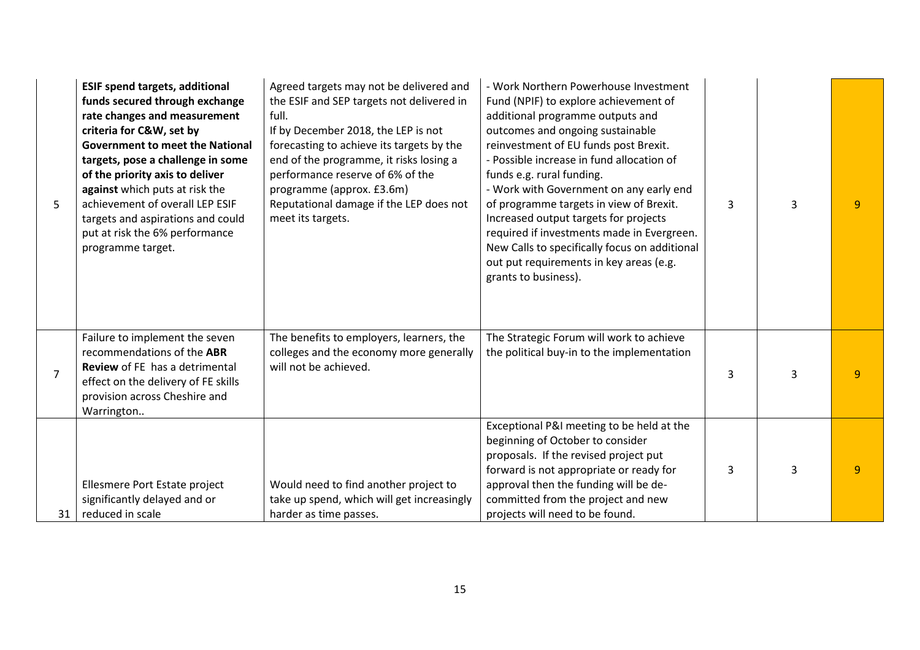| | | | | | | |
|---|---|---|---|---|---|---|
| 5 | **ESIF spend targets, additional funds secured through exchange rate changes and measurement criteria for C&W, set by Government to meet the National targets, pose a challenge in some of the priority axis to deliver against** which puts at risk the achievement of overall LEP ESIF targets and aspirations and could put at risk the 6% performance programme target. | Agreed targets may not be delivered and the ESIF and SEP targets not delivered in full.<br>If by December 2018, the LEP is not forecasting to achieve its targets by the end of the programme, it risks losing a performance reserve of 6% of the programme (approx. £3.6m)<br>Reputational damage if the LEP does not meet its targets. | - Work Northern Powerhouse Investment Fund (NPIF) to explore achievement of additional programme outputs and outcomes and ongoing sustainable reinvestment of EU funds post Brexit.<br>- Possible increase in fund allocation of funds e.g. rural funding.<br>- Work with Government on any early end of programme targets in view of Brexit. Increased output targets for projects required if investments made in Evergreen. New Calls to specifically focus on additional out put requirements in key areas (e.g. grants to business). | 3 | 3 | 9 |
| 7 | Failure to implement the seven recommendations of the **ABR Review** of FE has a detrimental effect on the delivery of FE skills provision across Cheshire and Warrington.. | The benefits to employers, learners, the colleges and the economy more generally will not be achieved. | The Strategic Forum will work to achieve the political buy-in to the implementation | 3 | 3 | 9 |
| 31 | Ellesmere Port Estate project significantly delayed and or reduced in scale | Would need to find another project to take up spend, which will get increasingly harder as time passes. | Exceptional P&I meeting to be held at the beginning of October to consider proposals. If the revised project put forward is not appropriate or ready for approval then the funding will be de-committed from the project and new projects will need to be found. | 3 | 3 | 9 |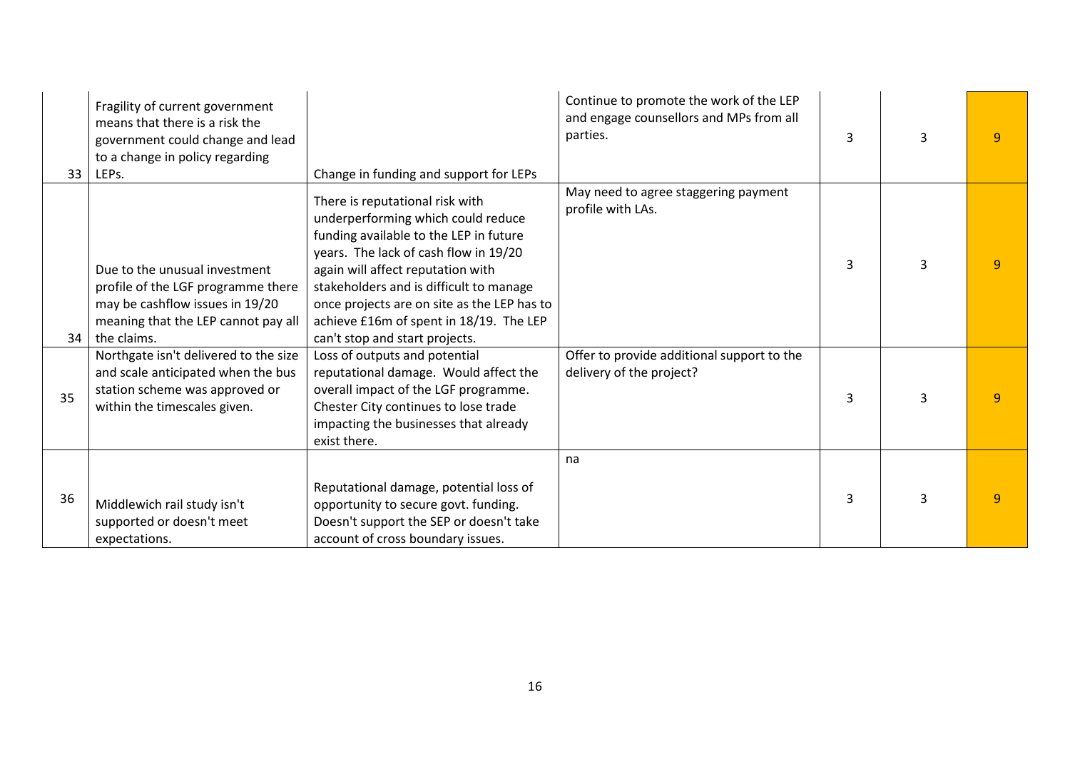| | | | | | | |
|---|---|---|---|---|---|---|
| 33 | Fragility of current government means that there is a risk the government could change and lead to a change in policy regarding LEPs. | Change in funding and support for LEPs | Continue to promote the work of the LEP and engage counsellors and MPs from all parties. | 3 | 3 | 9 |
| 34 | Due to the unusual investment profile of the LGF programme there may be cashflow issues in 19/20 meaning that the LEP cannot pay all the claims. | There is reputational risk with underperforming which could reduce funding available to the LEP in future years. The lack of cash flow in 19/20 again will affect reputation with stakeholders and is difficult to manage once projects are on site as the LEP has to achieve £16m of spent in 18/19. The LEP can't stop and start projects. | May need to agree staggering payment profile with LAs. | 3 | 3 | 9 |
| 35 | Northgate isn't delivered to the size and scale anticipated when the bus station scheme was approved or within the timescales given. | Loss of outputs and potential reputational damage. Would affect the overall impact of the LGF programme. Chester City continues to lose trade impacting the businesses that already exist there. | Offer to provide additional support to the delivery of the project? | 3 | 3 | 9 |
| 36 | Middlewich rail study isn't supported or doesn't meet expectations. | Reputational damage, potential loss of opportunity to secure govt. funding. Doesn't support the SEP or doesn't take account of cross boundary issues. | na | 3 | 3 | 9 |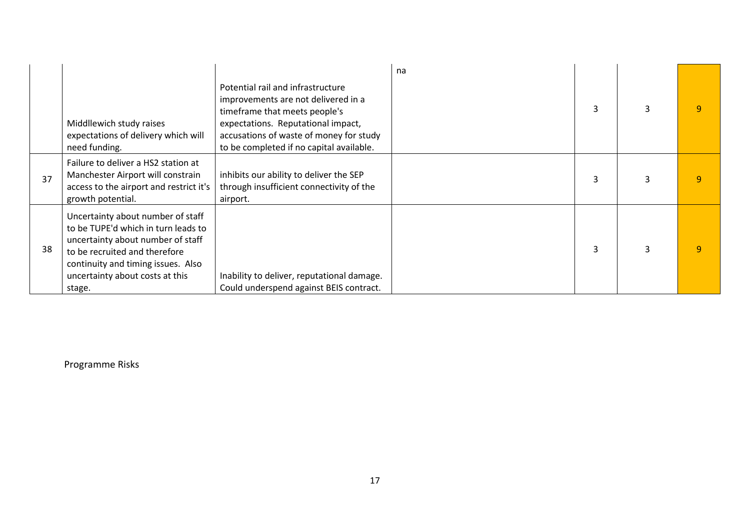| | | | | | | |
|---|---|---|---|---|---|---|
| | Middllewich study raises expectations of delivery which will need funding. | Potential rail and infrastructure improvements are not delivered in a timeframe that meets people's expectations. Reputational impact, accusations of waste of money for study to be completed if no capital available. | na | 3 | 3 | 9 |
| 37 | Failure to deliver a HS2 station at Manchester Airport will constrain access to the airport and restrict it's growth potential. | inhibits our ability to deliver the SEP through insufficient connectivity of the airport. | | 3 | 3 | 9 |
| 38 | Uncertainty about number of staff to be TUPE'd which in turn leads to uncertainty about number of staff to be recruited and therefore continuity and timing issues. Also uncertainty about costs at this stage. | Inability to deliver, reputational damage. Could underspend against BEIS contract. | | 3 | 3 | 9 |

Programme Risks